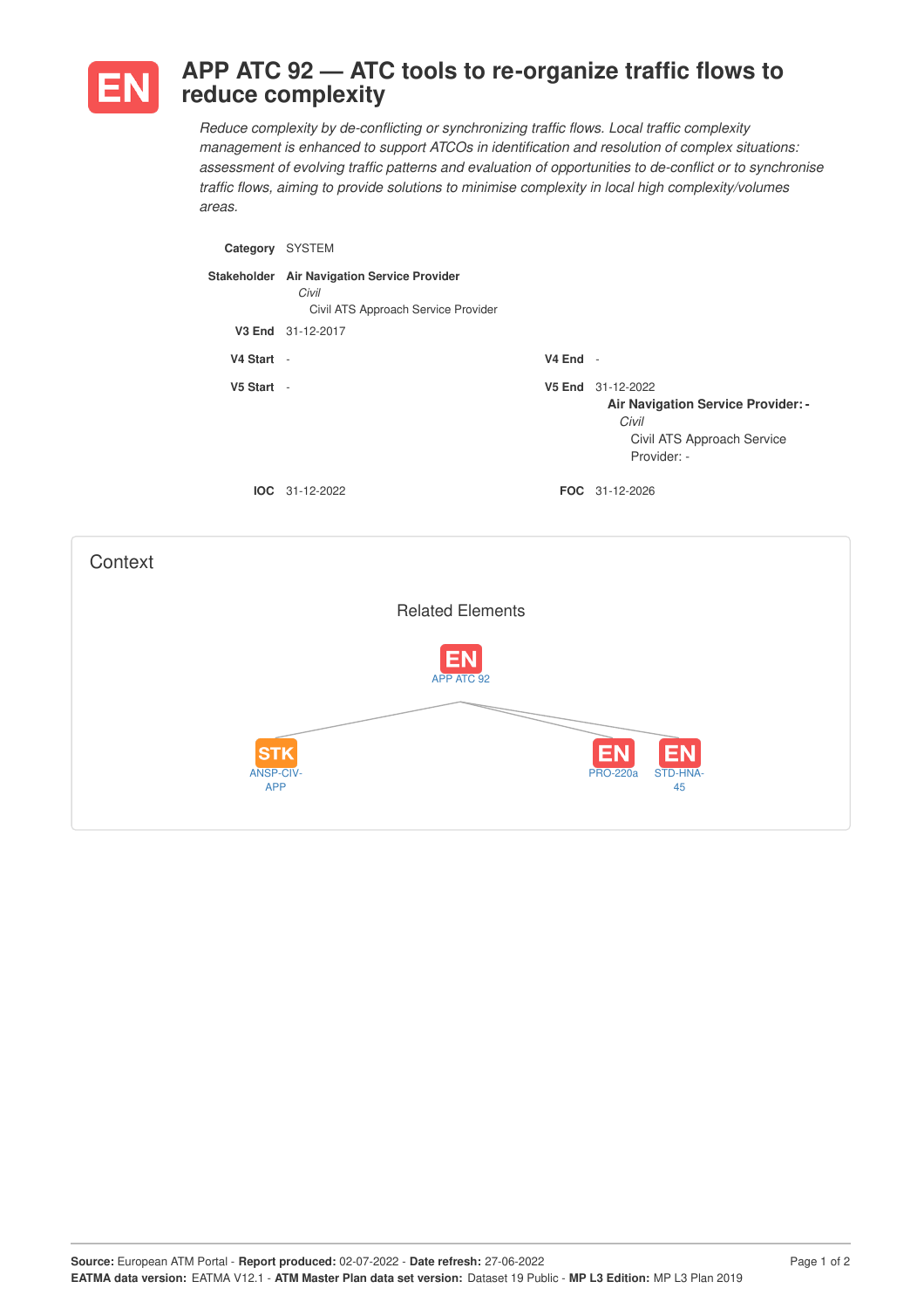# EN APP ATC 92 — ATC tools to re-organize traffic flows to reduce complexity

*Reduce complexity by de-conflicting or synchronizing traffic flows. Local traffic complexity management is enhanced to support ATCOs in identification and resolution of complex situations: assessment of evolving traffic patterns and evaluation of opportunities to de-conflict or to synchronise traffic flows, aiming to provide solutions to minimise complexity in local high complexity/volumes areas.*

**Category** SYSTEM

**Stakeholder** **Air Navigation Service Provider**
*Civil*
Civil ATS Approach Service Provider

**V3 End** 31-12-2017

**V4 Start** -

**V4 End** -

**V5 Start** -

**V5 End** 31-12-2022
**Air Navigation Service Provider: -**
*Civil*
Civil ATS Approach Service Provider: -

**IOC** 31-12-2022

**FOC** 31-12-2026

## Context

### Related Elements

EN APP ATC 92

STK ANSP-CIV-APP

EN PRO-220a

EN STD-HNA-45

Source: European ATM Portal - Report produced: 02-07-2022 - Date refresh: 27-06-2022
EATMA data version: EATMA V12.1 - ATM Master Plan data set version: Dataset 19 Public - MP L3 Edition: MP L3 Plan 2019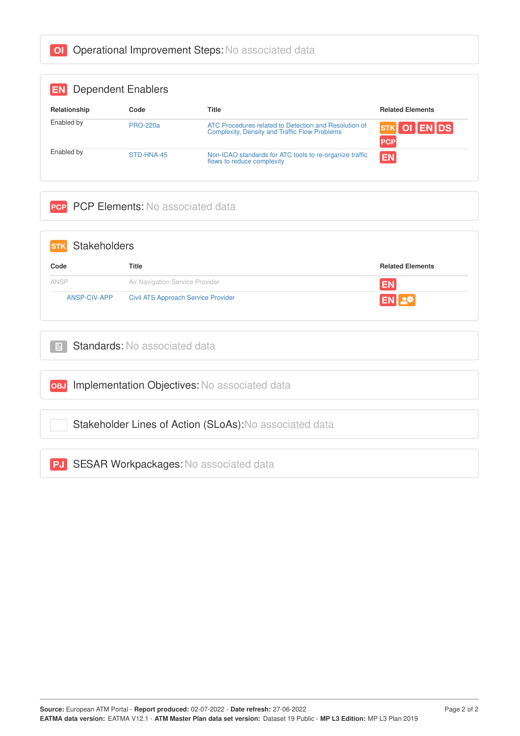## OI Operational Improvement Steps: No associated data

## EN Dependent Enablers

| Relationship | Code | Title | Related Elements |
|---|---|---|---|
| Enabled by | PRO-220a | ATC Procedures related to Detection and Resolution of Complexity, Density and Traffic Flow Problems | STK OI EN DS PCP |
| Enabled by | STD-HNA-45 | Non-ICAO standards for ATC tools to re-organize traffic flows to reduce complexity | EN |

## PCP PCP Elements: No associated data

## STK Stakeholders

| Code | Title | Related Elements |
|---|---|---|
| ANSP | Air Navigation Service Provider | EN |
| ANSP-CIV-APP | Civil ATS Approach Service Provider | EN |

## Standards: No associated data

## OBJ Implementation Objectives: No associated data

## Stakeholder Lines of Action (SLoAs): No associated data

## PJ SESAR Workpackages: No associated data

**Source:** European ATM Portal - **Report produced:** 02-07-2022 - **Date refresh:** 27-06-2022
**EATMA data version:** EATMA V12.1 - **ATM Master Plan data set version:** Dataset 19 Public - **MP L3 Edition:** MP L3 Plan 2019